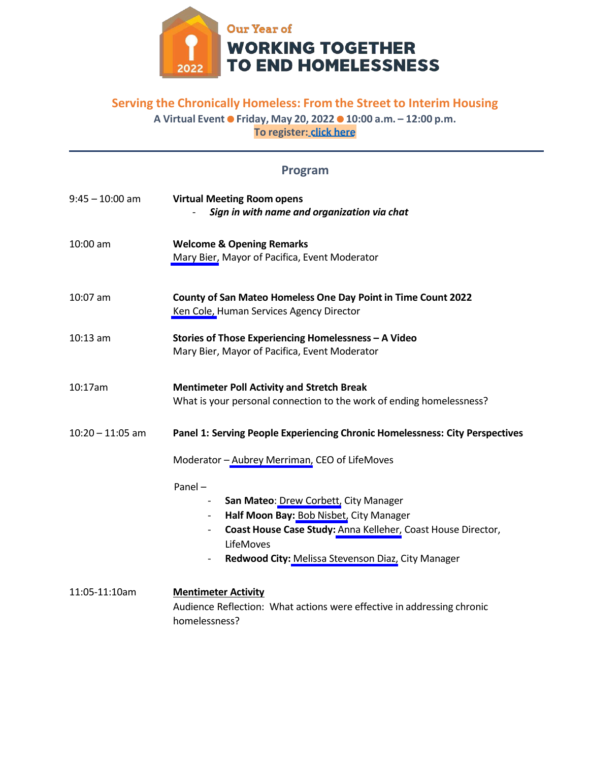Our Year of

# WORKING TOGETHER TO END HOMELESSNESS

2022

## Serving the Chronically Homeless: From the Street to Interim Housing

**A Virtual Event ● Friday, May 20, 2022 ● 10:00 a.m. – 12:00 p.m.**

**To register: click here**

---

## Program

| | |
|---|---|
| 9:45 – 10:00 am | **Virtual Meeting Room opens**<br>- ***Sign in with name and organization via chat*** |
| 10:00 am | **Welcome & Opening Remarks**<br>Mary Bier, Mayor of Pacifica, Event Moderator |
| 10:07 am | **County of San Mateo Homeless One Day Point in Time Count 2022**<br>Ken Cole, Human Services Agency Director |
| 10:13 am | **Stories of Those Experiencing Homelessness – A Video**<br>Mary Bier, Mayor of Pacifica, Event Moderator |
| 10:17am | **Mentimeter Poll Activity and Stretch Break**<br>What is your personal connection to the work of ending homelessness? |
| 10:20 – 11:05 am | **Panel 1: Serving People Experiencing Chronic Homelessness: City Perspectives**<br><br>Moderator – Aubrey Merriman, CEO of LifeMoves<br><br>Panel –<br>- **San Mateo**: Drew Corbett, City Manager<br>- **Half Moon Bay:** Bob Nisbet, City Manager<br>- **Coast House Case Study:** Anna Kelleher, Coast House Director, LifeMoves<br>- **Redwood City:** Melissa Stevenson Diaz, City Manager |
| 11:05-11:10am | **Mentimeter Activity**<br>Audience Reflection: What actions were effective in addressing chronic homelessness? |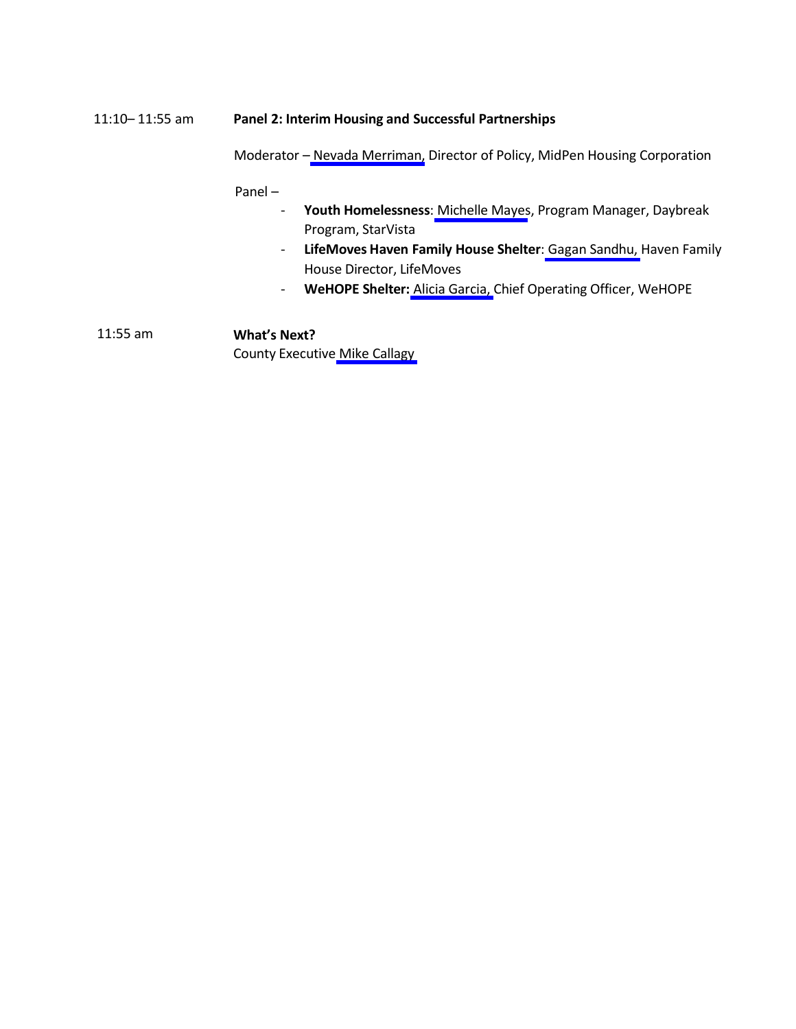11:10– 11:55 am **Panel 2: Interim Housing and Successful Partnerships**

Moderator – Nevada Merriman, Director of Policy, MidPen Housing Corporation

Panel –

- **Youth Homelessness**: Michelle Mayes, Program Manager, Daybreak Program, StarVista
- **LifeMoves Haven Family House Shelter**: Gagan Sandhu, Haven Family House Director, LifeMoves
- **WeHOPE Shelter:** Alicia Garcia, Chief Operating Officer, WeHOPE

11:55 am **What's Next?**

County Executive Mike Callagy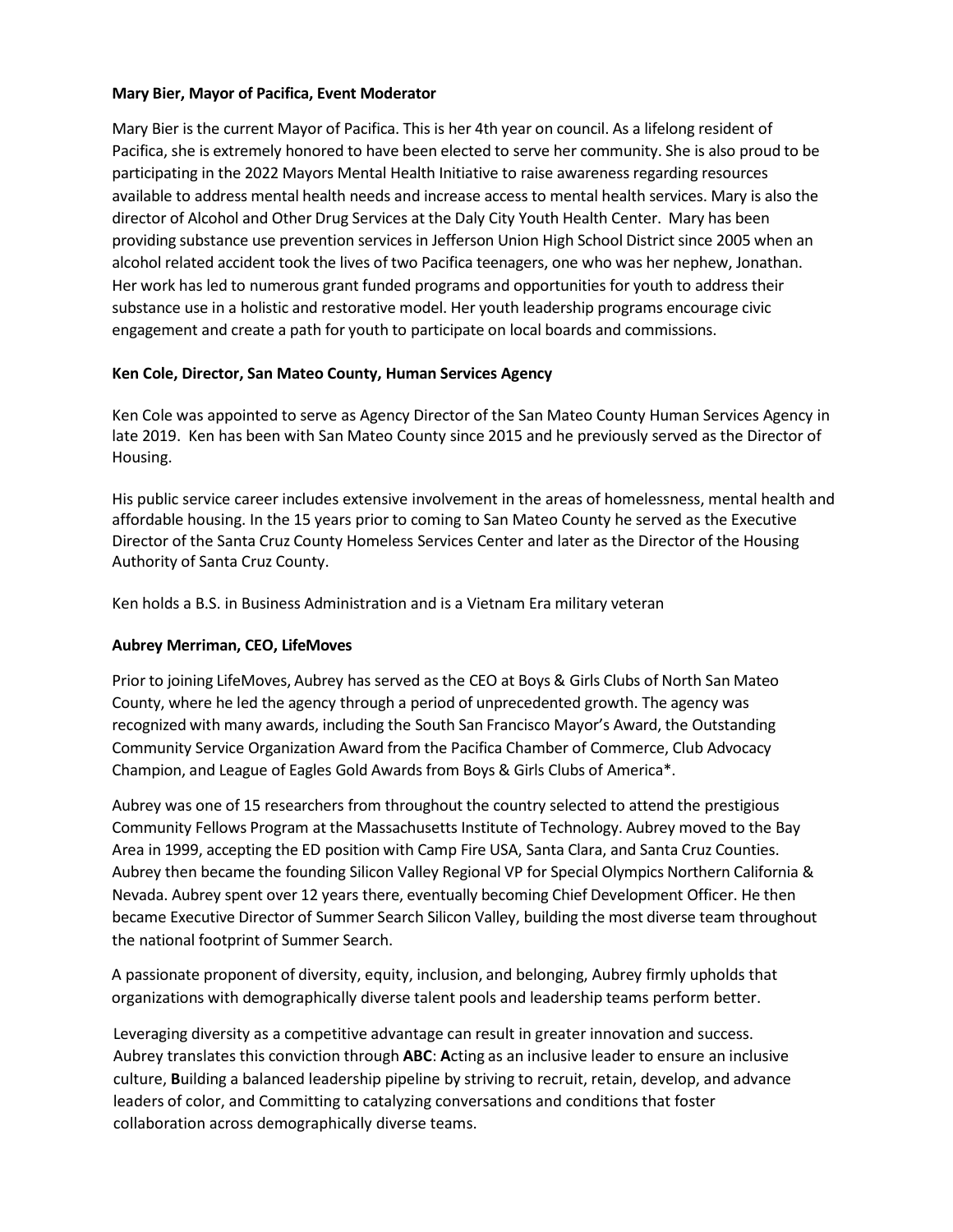**Mary Bier, Mayor of Pacifica, Event Moderator**

Mary Bier is the current Mayor of Pacifica. This is her 4th year on council. As a lifelong resident of Pacifica, she is extremely honored to have been elected to serve her community. She is also proud to be participating in the 2022 Mayors Mental Health Initiative to raise awareness regarding resources available to address mental health needs and increase access to mental health services. Mary is also the director of Alcohol and Other Drug Services at the Daly City Youth Health Center. Mary has been providing substance use prevention services in Jefferson Union High School District since 2005 when an alcohol related accident took the lives of two Pacifica teenagers, one who was her nephew, Jonathan. Her work has led to numerous grant funded programs and opportunities for youth to address their substance use in a holistic and restorative model. Her youth leadership programs encourage civic engagement and create a path for youth to participate on local boards and commissions.

**Ken Cole, Director, San Mateo County, Human Services Agency**

Ken Cole was appointed to serve as Agency Director of the San Mateo County Human Services Agency in late 2019. Ken has been with San Mateo County since 2015 and he previously served as the Director of Housing.

His public service career includes extensive involvement in the areas of homelessness, mental health and affordable housing. In the 15 years prior to coming to San Mateo County he served as the Executive Director of the Santa Cruz County Homeless Services Center and later as the Director of the Housing Authority of Santa Cruz County.

Ken holds a B.S. in Business Administration and is a Vietnam Era military veteran

**Aubrey Merriman, CEO, LifeMoves**

Prior to joining LifeMoves, Aubrey has served as the CEO at Boys & Girls Clubs of North San Mateo County, where he led the agency through a period of unprecedented growth. The agency was recognized with many awards, including the South San Francisco Mayor's Award, the Outstanding Community Service Organization Award from the Pacifica Chamber of Commerce, Club Advocacy Champion, and League of Eagles Gold Awards from Boys & Girls Clubs of America*.

Aubrey was one of 15 researchers from throughout the country selected to attend the prestigious Community Fellows Program at the Massachusetts Institute of Technology. Aubrey moved to the Bay Area in 1999, accepting the ED position with Camp Fire USA, Santa Clara, and Santa Cruz Counties. Aubrey then became the founding Silicon Valley Regional VP for Special Olympics Northern California & Nevada. Aubrey spent over 12 years there, eventually becoming Chief Development Officer. He then became Executive Director of Summer Search Silicon Valley, building the most diverse team throughout the national footprint of Summer Search.

A passionate proponent of diversity, equity, inclusion, and belonging, Aubrey firmly upholds that organizations with demographically diverse talent pools and leadership teams perform better.

Leveraging diversity as a competitive advantage can result in greater innovation and success. Aubrey translates this conviction through **ABC**: **A**cting as an inclusive leader to ensure an inclusive culture, **B**uilding a balanced leadership pipeline by striving to recruit, retain, develop, and advance leaders of color, and Committing to catalyzing conversations and conditions that foster collaboration across demographically diverse teams.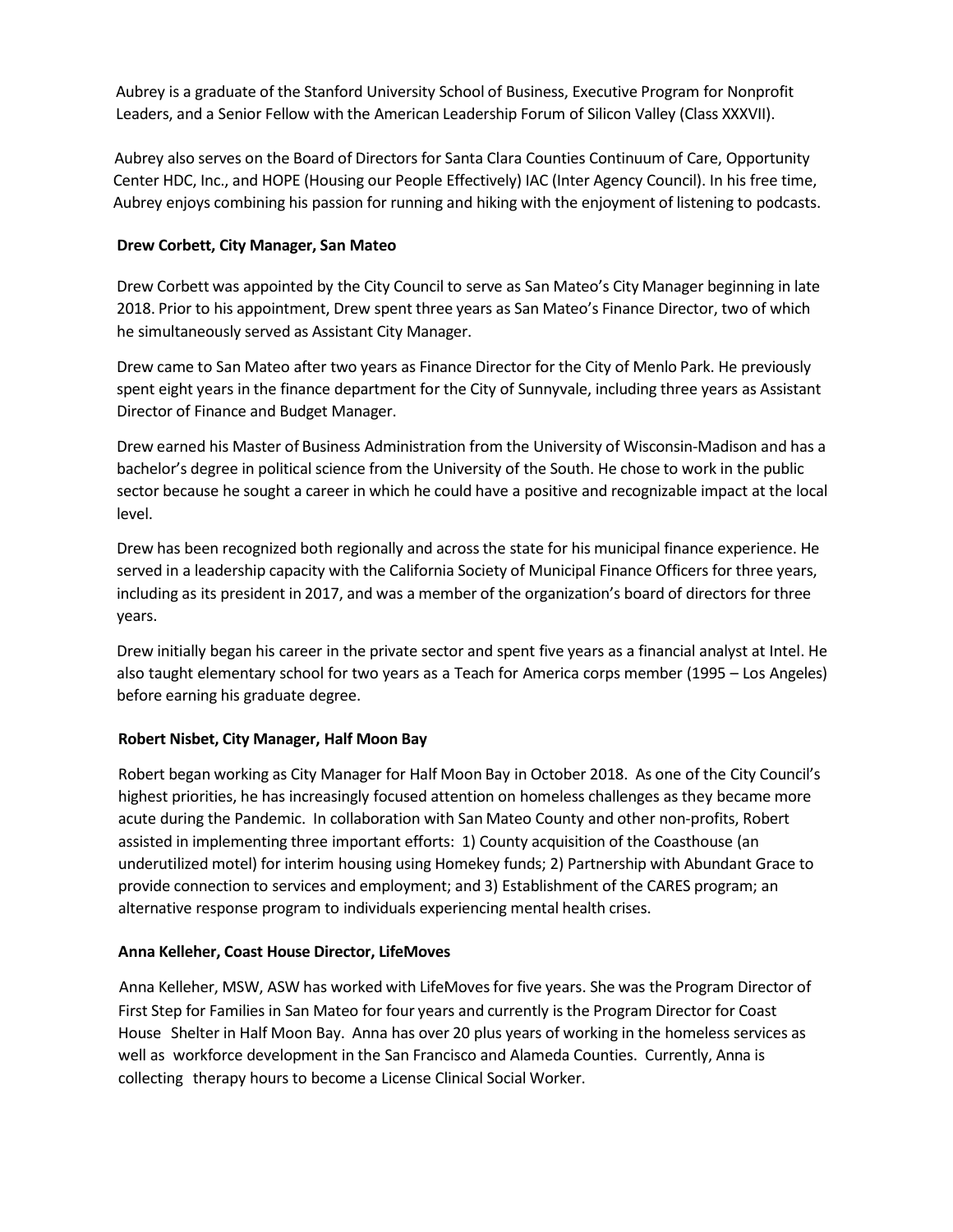Aubrey is a graduate of the Stanford University School of Business, Executive Program for Nonprofit Leaders, and a Senior Fellow with the American Leadership Forum of Silicon Valley (Class XXXVII).

Aubrey also serves on the Board of Directors for Santa Clara Counties Continuum of Care, Opportunity Center HDC, Inc., and HOPE (Housing our People Effectively) IAC (Inter Agency Council). In his free time, Aubrey enjoys combining his passion for running and hiking with the enjoyment of listening to podcasts.

**Drew Corbett, City Manager, San Mateo**

Drew Corbett was appointed by the City Council to serve as San Mateo's City Manager beginning in late 2018. Prior to his appointment, Drew spent three years as San Mateo's Finance Director, two of which he simultaneously served as Assistant City Manager.

Drew came to San Mateo after two years as Finance Director for the City of Menlo Park. He previously spent eight years in the finance department for the City of Sunnyvale, including three years as Assistant Director of Finance and Budget Manager.

Drew earned his Master of Business Administration from the University of Wisconsin-Madison and has a bachelor's degree in political science from the University of the South. He chose to work in the public sector because he sought a career in which he could have a positive and recognizable impact at the local level.

Drew has been recognized both regionally and across the state for his municipal finance experience. He served in a leadership capacity with the California Society of Municipal Finance Officers for three years, including as its president in 2017, and was a member of the organization's board of directors for three years.

Drew initially began his career in the private sector and spent five years as a financial analyst at Intel. He also taught elementary school for two years as a Teach for America corps member (1995 – Los Angeles) before earning his graduate degree.

**Robert Nisbet, City Manager, Half Moon Bay**

Robert began working as City Manager for Half Moon Bay in October 2018. As one of the City Council's highest priorities, he has increasingly focused attention on homeless challenges as they became more acute during the Pandemic. In collaboration with San Mateo County and other non-profits, Robert assisted in implementing three important efforts: 1) County acquisition of the Coasthouse (an underutilized motel) for interim housing using Homekey funds; 2) Partnership with Abundant Grace to provide connection to services and employment; and 3) Establishment of the CARES program; an alternative response program to individuals experiencing mental health crises.

**Anna Kelleher, Coast House Director, LifeMoves**

Anna Kelleher, MSW, ASW has worked with LifeMoves for five years. She was the Program Director of First Step for Families in San Mateo for four years and currently is the Program Director for Coast House Shelter in Half Moon Bay. Anna has over 20 plus years of working in the homeless services as well as workforce development in the San Francisco and Alameda Counties. Currently, Anna is collecting therapy hours to become a License Clinical Social Worker.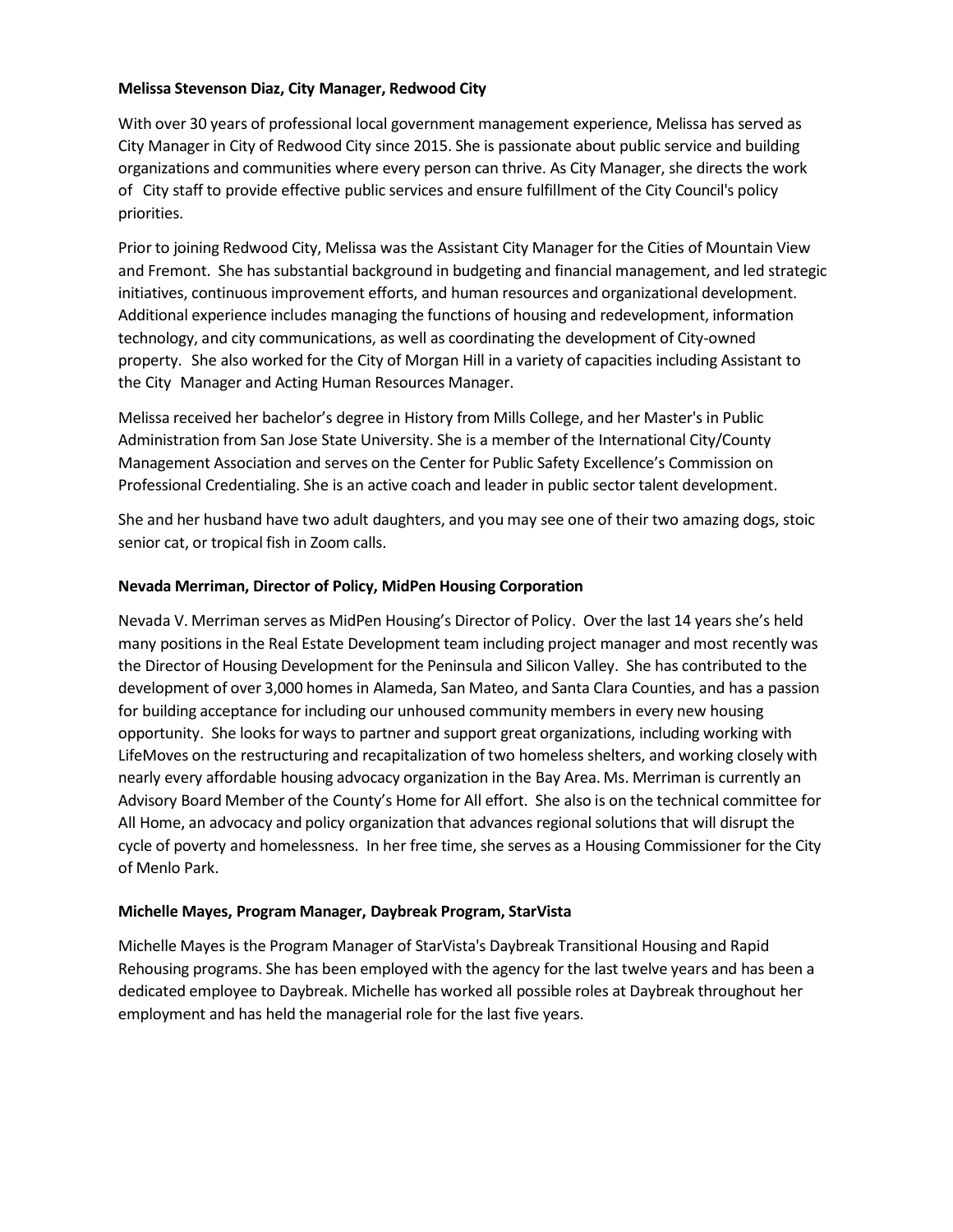**Melissa Stevenson Diaz, City Manager, Redwood City**

With over 30 years of professional local government management experience, Melissa has served as City Manager in City of Redwood City since 2015. She is passionate about public service and building organizations and communities where every person can thrive. As City Manager, she directs the work of City staff to provide effective public services and ensure fulfillment of the City Council's policy priorities.

Prior to joining Redwood City, Melissa was the Assistant City Manager for the Cities of Mountain View and Fremont. She has substantial background in budgeting and financial management, and led strategic initiatives, continuous improvement efforts, and human resources and organizational development. Additional experience includes managing the functions of housing and redevelopment, information technology, and city communications, as well as coordinating the development of City-owned property. She also worked for the City of Morgan Hill in a variety of capacities including Assistant to the City Manager and Acting Human Resources Manager.

Melissa received her bachelor's degree in History from Mills College, and her Master's in Public Administration from San Jose State University. She is a member of the International City/County Management Association and serves on the Center for Public Safety Excellence's Commission on Professional Credentialing. She is an active coach and leader in public sector talent development.

She and her husband have two adult daughters, and you may see one of their two amazing dogs, stoic senior cat, or tropical fish in Zoom calls.

**Nevada Merriman, Director of Policy, MidPen Housing Corporation**

Nevada V. Merriman serves as MidPen Housing's Director of Policy. Over the last 14 years she's held many positions in the Real Estate Development team including project manager and most recently was the Director of Housing Development for the Peninsula and Silicon Valley. She has contributed to the development of over 3,000 homes in Alameda, San Mateo, and Santa Clara Counties, and has a passion for building acceptance for including our unhoused community members in every new housing opportunity. She looks for ways to partner and support great organizations, including working with LifeMoves on the restructuring and recapitalization of two homeless shelters, and working closely with nearly every affordable housing advocacy organization in the Bay Area. Ms. Merriman is currently an Advisory Board Member of the County's Home for All effort. She also is on the technical committee for All Home, an advocacy and policy organization that advances regional solutions that will disrupt the cycle of poverty and homelessness. In her free time, she serves as a Housing Commissioner for the City of Menlo Park.

**Michelle Mayes, Program Manager, Daybreak Program, StarVista**

Michelle Mayes is the Program Manager of StarVista's Daybreak Transitional Housing and Rapid Rehousing programs. She has been employed with the agency for the last twelve years and has been a dedicated employee to Daybreak. Michelle has worked all possible roles at Daybreak throughout her employment and has held the managerial role for the last five years.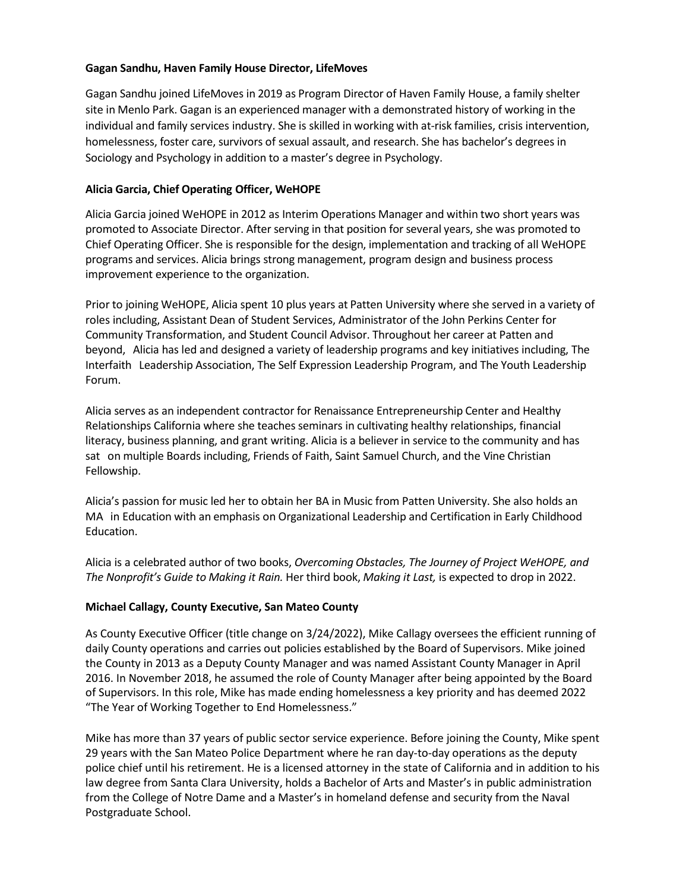**Gagan Sandhu, Haven Family House Director, LifeMoves**

Gagan Sandhu joined LifeMoves in 2019 as Program Director of Haven Family House, a family shelter site in Menlo Park. Gagan is an experienced manager with a demonstrated history of working in the individual and family services industry. She is skilled in working with at-risk families, crisis intervention, homelessness, foster care, survivors of sexual assault, and research. She has bachelor's degrees in Sociology and Psychology in addition to a master's degree in Psychology.

**Alicia Garcia, Chief Operating Officer, WeHOPE**

Alicia Garcia joined WeHOPE in 2012 as Interim Operations Manager and within two short years was promoted to Associate Director. After serving in that position for several years, she was promoted to Chief Operating Officer. She is responsible for the design, implementation and tracking of all WeHOPE programs and services. Alicia brings strong management, program design and business process improvement experience to the organization.

Prior to joining WeHOPE, Alicia spent 10 plus years at Patten University where she served in a variety of roles including, Assistant Dean of Student Services, Administrator of the John Perkins Center for Community Transformation, and Student Council Advisor. Throughout her career at Patten and beyond, Alicia has led and designed a variety of leadership programs and key initiatives including, The Interfaith Leadership Association, The Self Expression Leadership Program, and The Youth Leadership Forum.

Alicia serves as an independent contractor for Renaissance Entrepreneurship Center and Healthy Relationships California where she teaches seminars in cultivating healthy relationships, financial literacy, business planning, and grant writing. Alicia is a believer in service to the community and has sat on multiple Boards including, Friends of Faith, Saint Samuel Church, and the Vine Christian Fellowship.

Alicia's passion for music led her to obtain her BA in Music from Patten University. She also holds an MA in Education with an emphasis on Organizational Leadership and Certification in Early Childhood Education.

Alicia is a celebrated author of two books, *Overcoming Obstacles, The Journey of Project WeHOPE, and The Nonprofit's Guide to Making it Rain.* Her third book, *Making it Last,* is expected to drop in 2022.

**Michael Callagy, County Executive, San Mateo County**

As County Executive Officer (title change on 3/24/2022), Mike Callagy oversees the efficient running of daily County operations and carries out policies established by the Board of Supervisors. Mike joined the County in 2013 as a Deputy County Manager and was named Assistant County Manager in April 2016. In November 2018, he assumed the role of County Manager after being appointed by the Board of Supervisors. In this role, Mike has made ending homelessness a key priority and has deemed 2022 "The Year of Working Together to End Homelessness."

Mike has more than 37 years of public sector service experience. Before joining the County, Mike spent 29 years with the San Mateo Police Department where he ran day-to-day operations as the deputy police chief until his retirement. He is a licensed attorney in the state of California and in addition to his law degree from Santa Clara University, holds a Bachelor of Arts and Master's in public administration from the College of Notre Dame and a Master's in homeland defense and security from the Naval Postgraduate School.